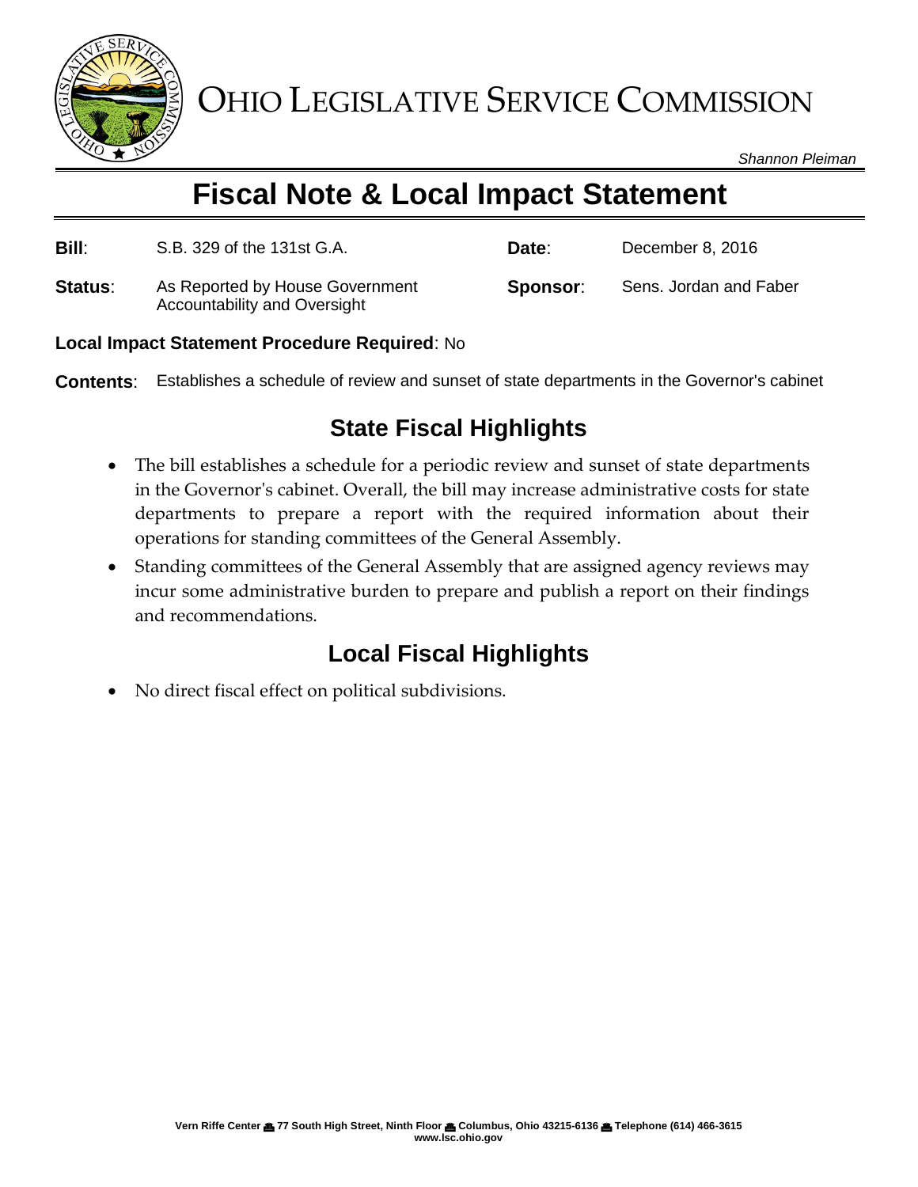# OHIO LEGISLATIVE SERVICE COMMISSION

*Shannon Pleiman*

# Fiscal Note & Local Impact Statement

**Bill**: S.B. 329 of the 131st G.A.

**Date**: December 8, 2016

**Status**: As Reported by House Government Accountability and Oversight

**Sponsor**: Sens. Jordan and Faber

**Local Impact Statement Procedure Required**: No

**Contents**: Establishes a schedule of review and sunset of state departments in the Governor's cabinet

## State Fiscal Highlights

- The bill establishes a schedule for a periodic review and sunset of state departments in the Governor's cabinet. Overall, the bill may increase administrative costs for state departments to prepare a report with the required information about their operations for standing committees of the General Assembly.
- Standing committees of the General Assembly that are assigned agency reviews may incur some administrative burden to prepare and publish a report on their findings and recommendations.

## Local Fiscal Highlights

- No direct fiscal effect on political subdivisions.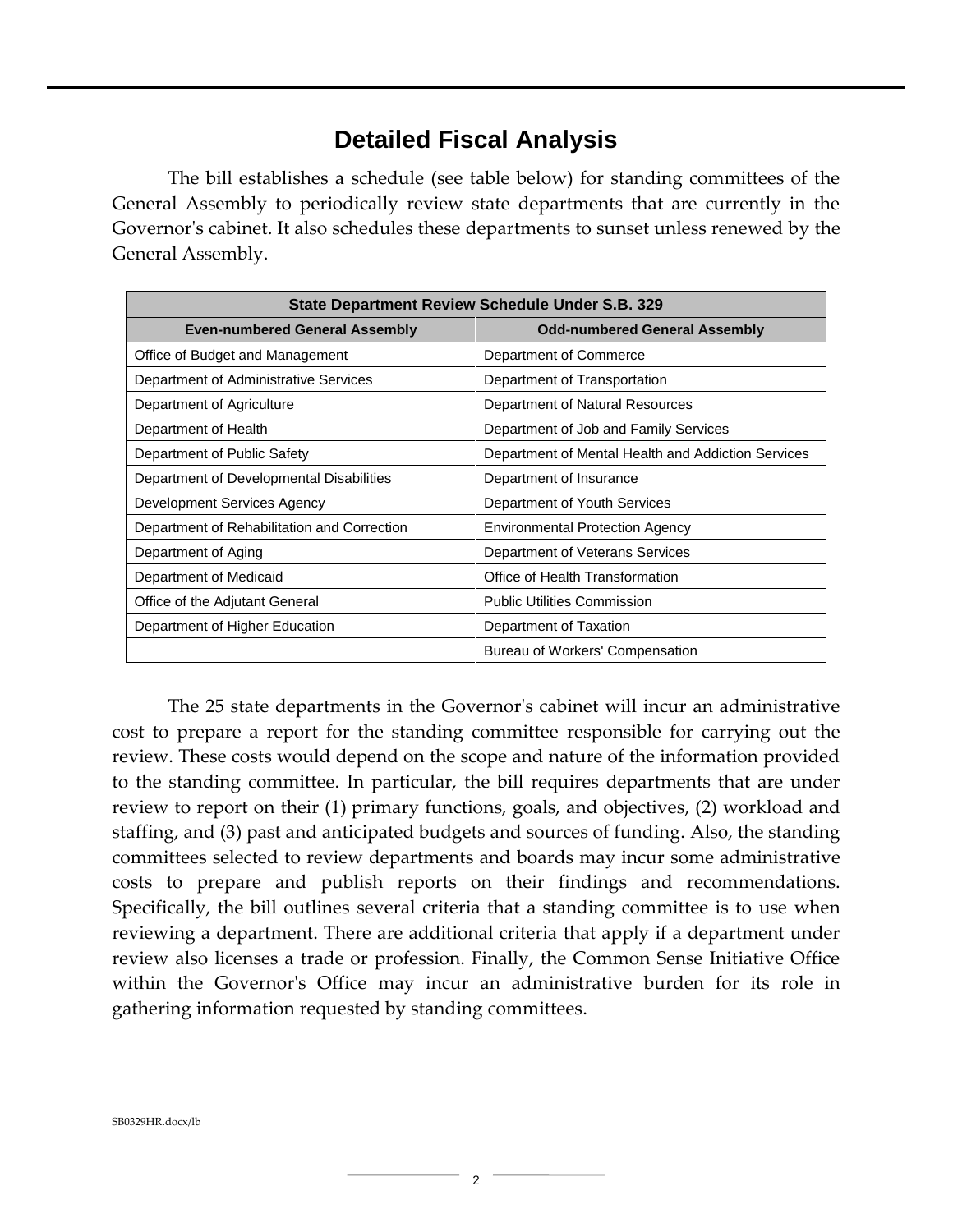## Detailed Fiscal Analysis

The bill establishes a schedule (see table below) for standing committees of the General Assembly to periodically review state departments that are currently in the Governor's cabinet. It also schedules these departments to sunset unless renewed by the General Assembly.

| State Department Review Schedule Under S.B. 329 | |
|---|---|
| **Even-numbered General Assembly** | **Odd-numbered General Assembly** |
| Office of Budget and Management | Department of Commerce |
| Department of Administrative Services | Department of Transportation |
| Department of Agriculture | Department of Natural Resources |
| Department of Health | Department of Job and Family Services |
| Department of Public Safety | Department of Mental Health and Addiction Services |
| Department of Developmental Disabilities | Department of Insurance |
| Development Services Agency | Department of Youth Services |
| Department of Rehabilitation and Correction | Environmental Protection Agency |
| Department of Aging | Department of Veterans Services |
| Department of Medicaid | Office of Health Transformation |
| Office of the Adjutant General | Public Utilities Commission |
| Department of Higher Education | Department of Taxation |
| | Bureau of Workers' Compensation |

The 25 state departments in the Governor's cabinet will incur an administrative cost to prepare a report for the standing committee responsible for carrying out the review. These costs would depend on the scope and nature of the information provided to the standing committee. In particular, the bill requires departments that are under review to report on their (1) primary functions, goals, and objectives, (2) workload and staffing, and (3) past and anticipated budgets and sources of funding. Also, the standing committees selected to review departments and boards may incur some administrative costs to prepare and publish reports on their findings and recommendations. Specifically, the bill outlines several criteria that a standing committee is to use when reviewing a department. There are additional criteria that apply if a department under review also licenses a trade or profession. Finally, the Common Sense Initiative Office within the Governor's Office may incur an administrative burden for its role in gathering information requested by standing committees.

SB0329HR.docx/lb